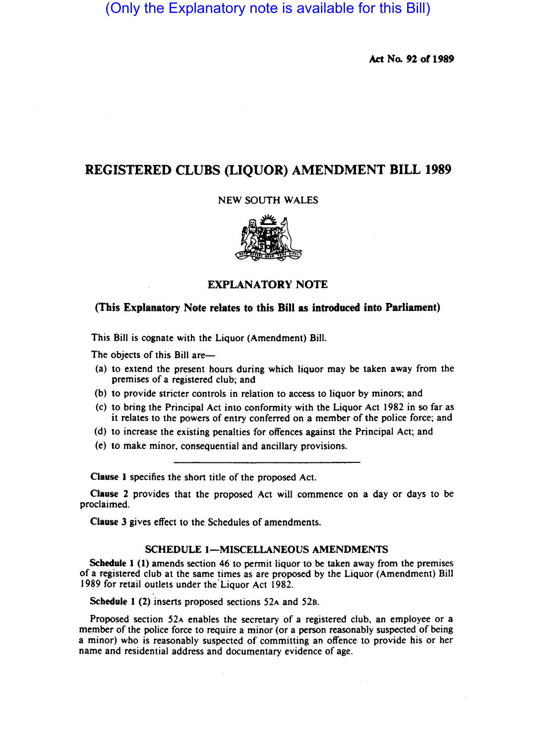(Only the Explanatory note is available for this Bill)

**Act No. 92 of 1989**

# REGISTERED CLUBS (LIQUOR) AMENDMENT BILL 1989

NEW SOUTH WALES

## EXPLANATORY NOTE

**(This Explanatory Note relates to this Bill as introduced into Parliament)**

This Bill is cognate with the Liquor (Amendment) Bill.

The objects of this Bill are—

(a) to extend the present hours during which liquor may be taken away from the premises of a registered club; and

(b) to provide stricter controls in relation to access to liquor by minors; and

(c) to bring the Principal Act into conformity with the Liquor Act 1982 in so far as it relates to the powers of entry conferred on a member of the police force; and

(d) to increase the existing penalties for offences against the Principal Act; and

(e) to make minor, consequential and ancillary provisions.

---

**Clause 1** specifies the short title of the proposed Act.

**Clause 2** provides that the proposed Act will commence on a day or days to be proclaimed.

**Clause 3** gives effect to the Schedules of amendments.

### SCHEDULE 1—MISCELLANEOUS AMENDMENTS

**Schedule 1 (1)** amends section 46 to permit liquor to be taken away from the premises of a registered club at the same times as are proposed by the Liquor (Amendment) Bill 1989 for retail outlets under the Liquor Act 1982.

**Schedule 1 (2)** inserts proposed sections 52A and 52B.

Proposed section 52A enables the secretary of a registered club, an employee or a member of the police force to require a minor (or a person reasonably suspected of being a minor) who is reasonably suspected of committing an offence to provide his or her name and residential address and documentary evidence of age.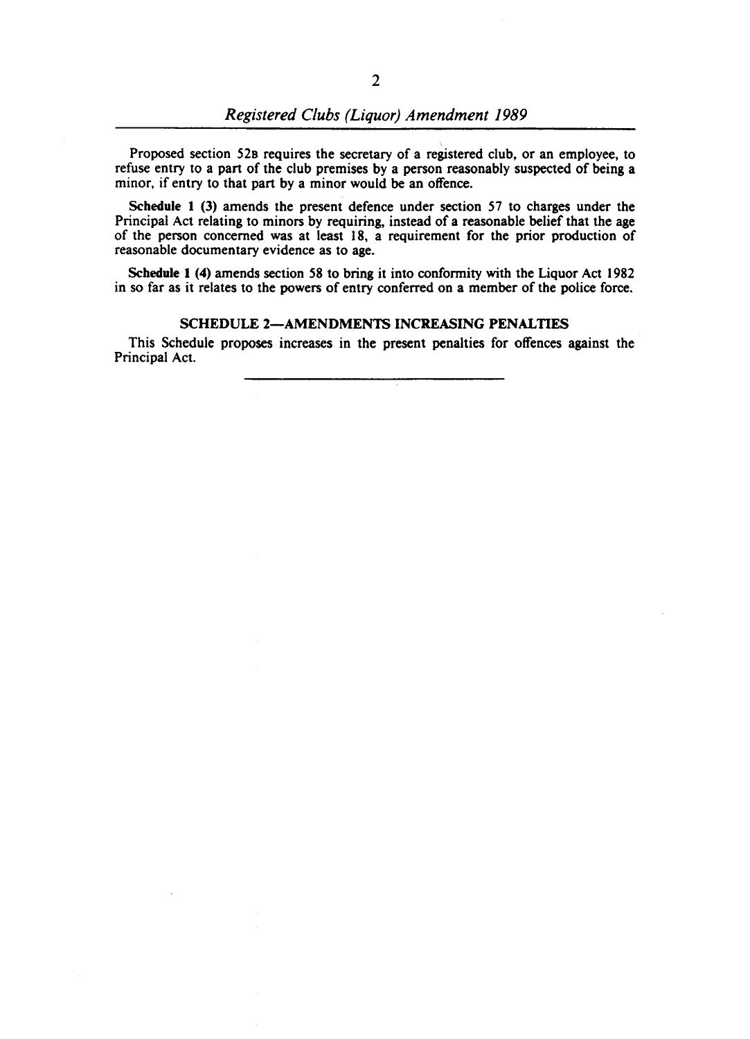Proposed section 52B requires the secretary of a registered club, or an employee, to refuse entry to a part of the club premises by a person reasonably suspected of being a minor, if entry to that part by a minor would be an offence.

**Schedule 1 (3)** amends the present defence under section 57 to charges under the Principal Act relating to minors by requiring, instead of a reasonable belief that the age of the person concerned was at least 18, a requirement for the prior production of reasonable documentary evidence as to age.

**Schedule 1 (4)** amends section 58 to bring it into conformity with the Liquor Act 1982 in so far as it relates to the powers of entry conferred on a member of the police force.

## SCHEDULE 2—AMENDMENTS INCREASING PENALTIES

This Schedule proposes increases in the present penalties for offences against the Principal Act.